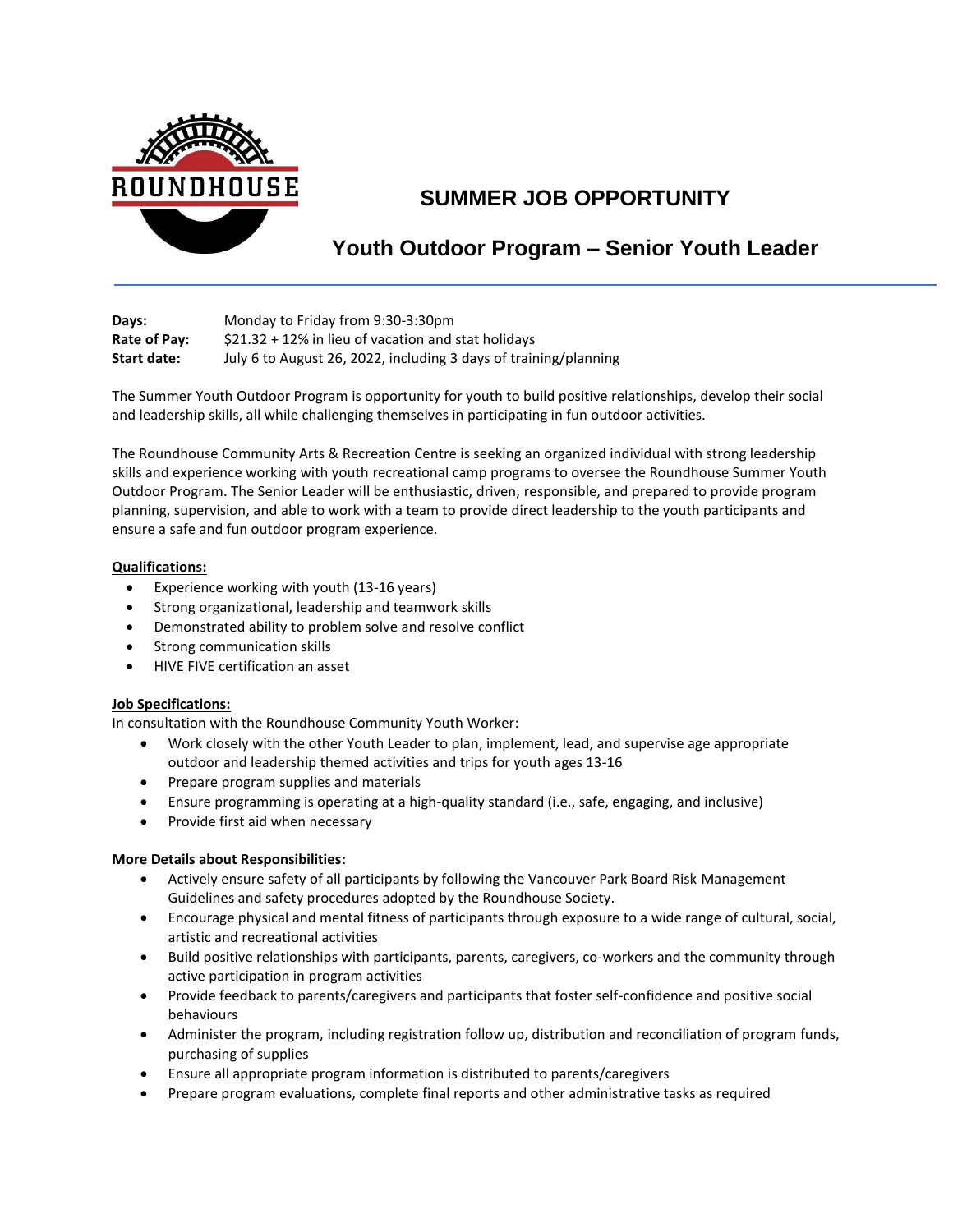ROUNDHOUSE

# SUMMER JOB OPPORTUNITY

## Youth Outdoor Program – Senior Youth Leader

**Days:** Monday to Friday from 9:30-3:30pm
**Rate of Pay:** $21.32 + 12% in lieu of vacation and stat holidays
**Start date:** July 6 to August 26, 2022, including 3 days of training/planning

The Summer Youth Outdoor Program is opportunity for youth to build positive relationships, develop their social and leadership skills, all while challenging themselves in participating in fun outdoor activities.

The Roundhouse Community Arts & Recreation Centre is seeking an organized individual with strong leadership skills and experience working with youth recreational camp programs to oversee the Roundhouse Summer Youth Outdoor Program. The Senior Leader will be enthusiastic, driven, responsible, and prepared to provide program planning, supervision, and able to work with a team to provide direct leadership to the youth participants and ensure a safe and fun outdoor program experience.

**Qualifications:**

- Experience working with youth (13-16 years)
- Strong organizational, leadership and teamwork skills
- Demonstrated ability to problem solve and resolve conflict
- Strong communication skills
- HIVE FIVE certification an asset

**Job Specifications:**

In consultation with the Roundhouse Community Youth Worker:

- Work closely with the other Youth Leader to plan, implement, lead, and supervise age appropriate outdoor and leadership themed activities and trips for youth ages 13-16
- Prepare program supplies and materials
- Ensure programming is operating at a high-quality standard (i.e., safe, engaging, and inclusive)
- Provide first aid when necessary

**More Details about Responsibilities:**

- Actively ensure safety of all participants by following the Vancouver Park Board Risk Management Guidelines and safety procedures adopted by the Roundhouse Society.
- Encourage physical and mental fitness of participants through exposure to a wide range of cultural, social, artistic and recreational activities
- Build positive relationships with participants, parents, caregivers, co-workers and the community through active participation in program activities
- Provide feedback to parents/caregivers and participants that foster self-confidence and positive social behaviours
- Administer the program, including registration follow up, distribution and reconciliation of program funds, purchasing of supplies
- Ensure all appropriate program information is distributed to parents/caregivers
- Prepare program evaluations, complete final reports and other administrative tasks as required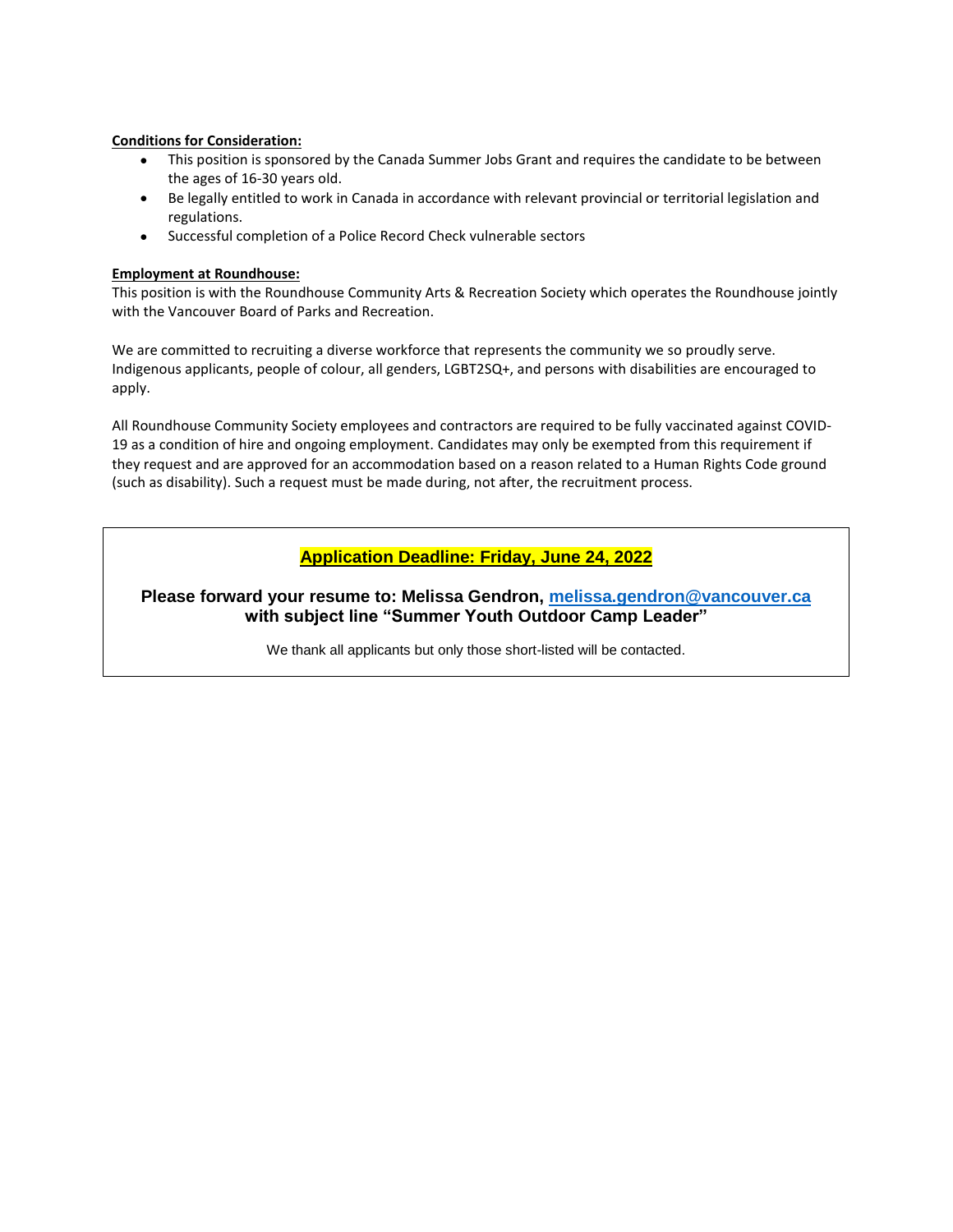**Conditions for Consideration:**

- This position is sponsored by the Canada Summer Jobs Grant and requires the candidate to be between the ages of 16-30 years old.
- Be legally entitled to work in Canada in accordance with relevant provincial or territorial legislation and regulations.
- Successful completion of a Police Record Check vulnerable sectors

**Employment at Roundhouse:**

This position is with the Roundhouse Community Arts & Recreation Society which operates the Roundhouse jointly with the Vancouver Board of Parks and Recreation.

We are committed to recruiting a diverse workforce that represents the community we so proudly serve. Indigenous applicants, people of colour, all genders, LGBT2SQ+, and persons with disabilities are encouraged to apply.

All Roundhouse Community Society employees and contractors are required to be fully vaccinated against COVID-19 as a condition of hire and ongoing employment. Candidates may only be exempted from this requirement if they request and are approved for an accommodation based on a reason related to a Human Rights Code ground (such as disability). Such a request must be made during, not after, the recruitment process.

**Application Deadline: Friday, June 24, 2022**

**Please forward your resume to: Melissa Gendron, melissa.gendron@vancouver.ca with subject line "Summer Youth Outdoor Camp Leader"**

We thank all applicants but only those short-listed will be contacted.